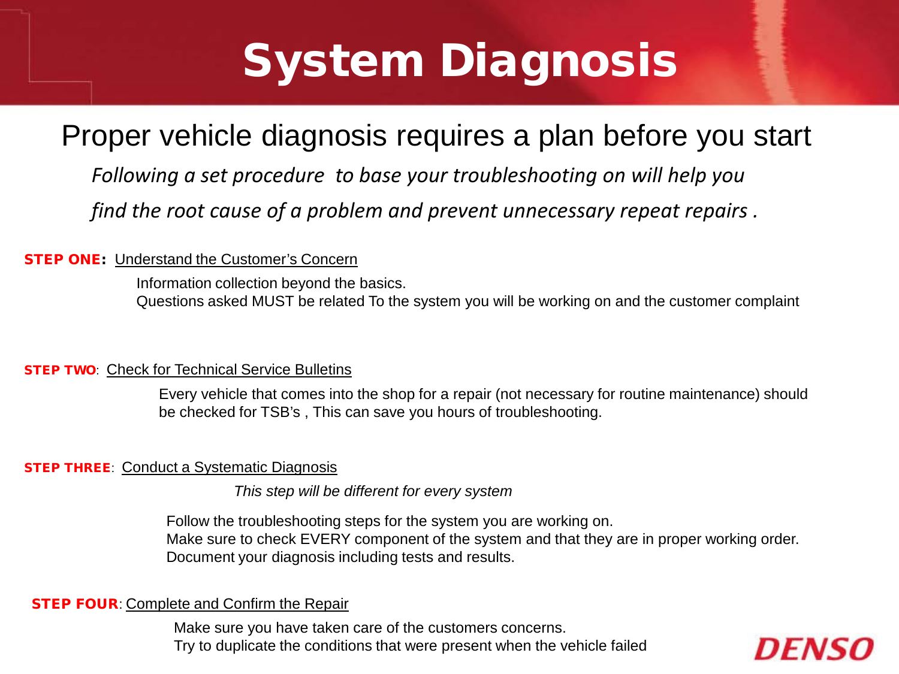# System Diagnosis

## Proper vehicle diagnosis requires a plan before you start

*Following a set procedure to base your troubleshooting on will help you find the root cause of a problem and prevent unnecessary repeat repairs .*

**STEP ONE:** Understand the Customer's Concern

Information collection beyond the basics.
Questions asked MUST be related To the system you will be working on and the customer complaint

**STEP TWO**: Check for Technical Service Bulletins

Every vehicle that comes into the shop for a repair (not necessary for routine maintenance) should be checked for TSB's , This can save you hours of troubleshooting.

**STEP THREE**: Conduct a Systematic Diagnosis

*This step will be different for every system*

Follow the troubleshooting steps for the system you are working on.
Make sure to check EVERY component of the system and that they are in proper working order.
Document your diagnosis including tests and results.

**STEP FOUR**: Complete and Confirm the Repair

Make sure you have taken care of the customers concerns.
Try to duplicate the conditions that were present when the vehicle failed

DENSO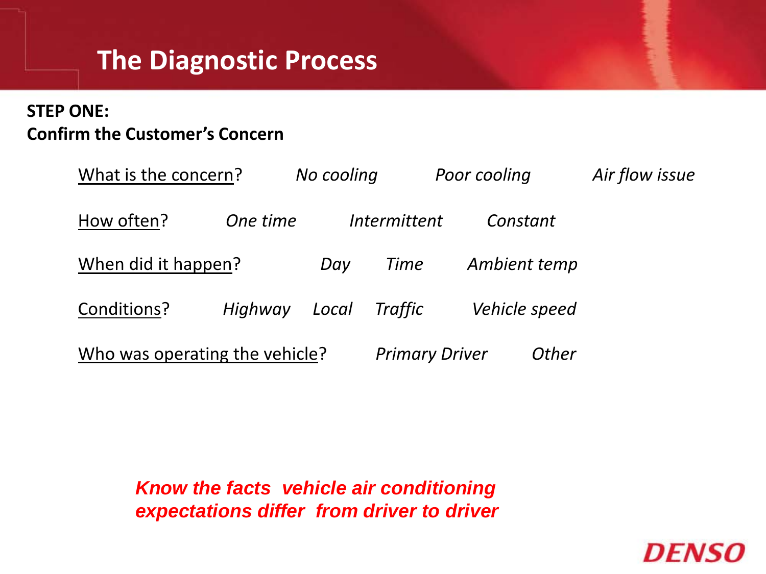# The Diagnostic Process

**STEP ONE:**
**Confirm the Customer's Concern**

What is the concern? *No cooling* *Poor cooling* *Air flow issue*

How often? *One time* *Intermittent* *Constant*

When did it happen? *Day* *Time* *Ambient temp*

Conditions? *Highway* *Local* *Traffic* *Vehicle speed*

Who was operating the vehicle? *Primary Driver* *Other*

***Know the facts vehicle air conditioning expectations differ from driver to driver***

DENSO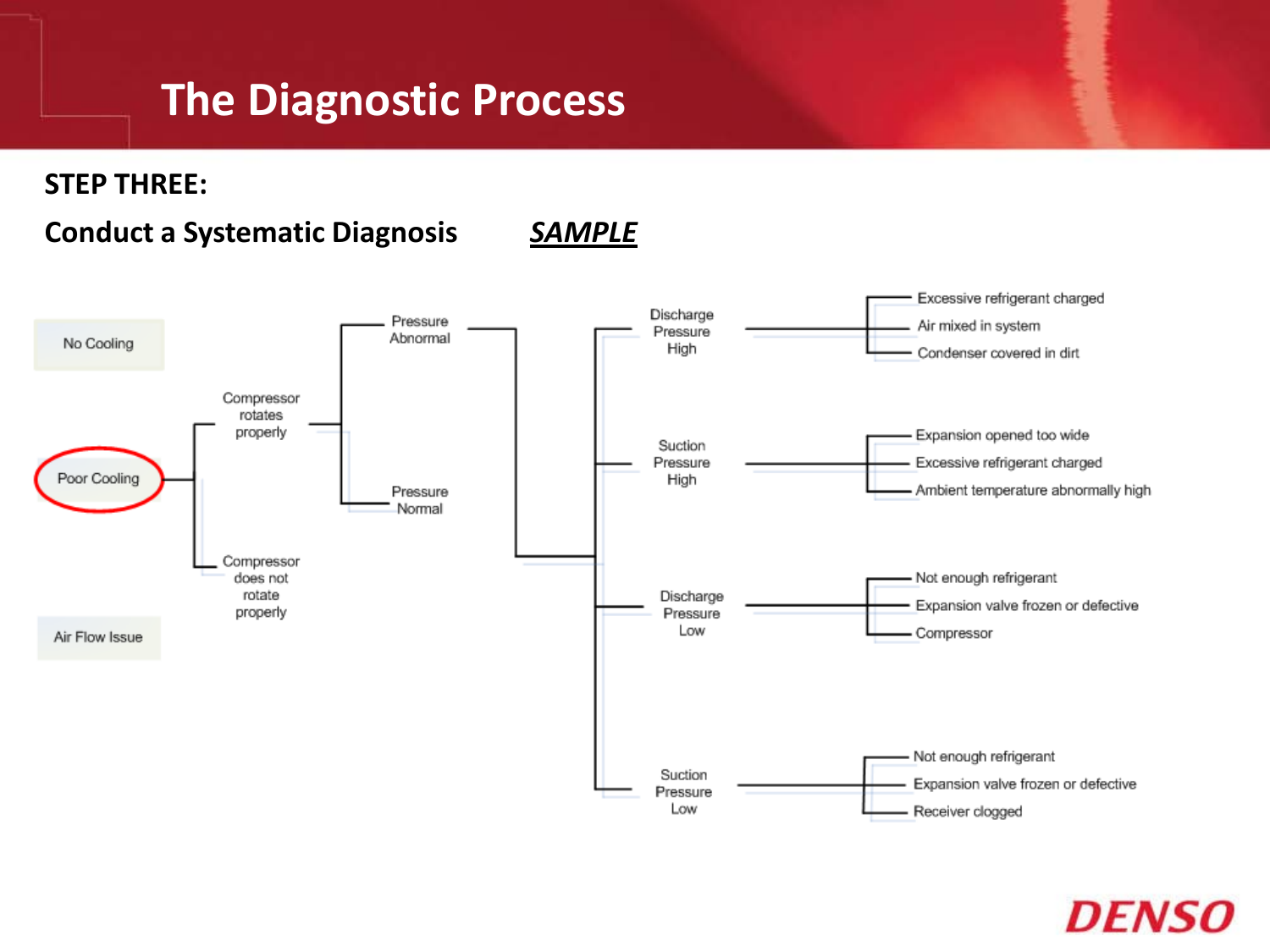# The Diagnostic Process

**STEP THREE:**

**Conduct a Systematic Diagnosis** ***SAMPLE***

- No Cooling
- Poor Cooling
  - Compressor rotates properly
    - Pressure Abnormal
      - Discharge Pressure High
        - Excessive refrigerant charged
        - Air mixed in system
        - Condenser covered in dirt
      - Suction Pressure High
        - Expansion opened too wide
        - Excessive refrigerant charged
        - Ambient temperature abnormally high
      - Discharge Pressure Low
        - Not enough refrigerant
        - Expansion valve frozen or defective
        - Compressor
      - Suction Pressure Low
        - Not enough refrigerant
        - Expansion valve frozen or defective
        - Receiver clogged
    - Pressure Normal
  - Compressor does not rotate properly
- Air Flow Issue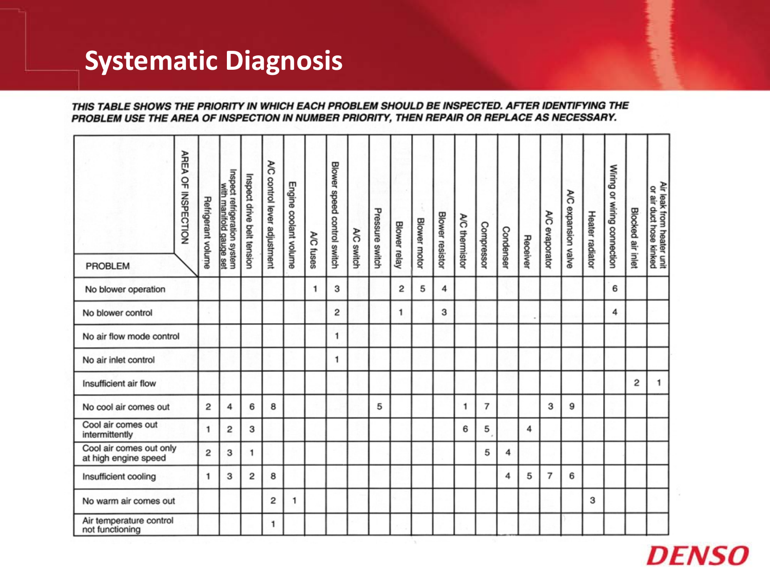# Systematic Diagnosis

***THIS TABLE SHOWS THE PRIORITY IN WHICH EACH PROBLEM SHOULD BE INSPECTED. AFTER IDENTIFYING THE PROBLEM USE THE AREA OF INSPECTION IN NUMBER PRIORITY, THEN REPAIR OR REPLACE AS NECESSARY.***

| PROBLEM / AREA OF INSPECTION | Refrigerant volume | Inspect refrigeration system with manifold gauge set | Inspect drive belt tension | A/C control lever adjustment | Engine coolant volume | A/C fuses | Blower speed control switch | A/C switch | Pressure switch | Blower relay | Blower motor | Blower resistor | A/C thermistor | Compressor | Condenser | Receiver | A/C evaporator | A/C expansion valve | Heater radiator | Wiring or wiring connection | Blocked air inlet | Air leak from heater unit or air duct hose kinked |
|---|---|---|---|---|---|---|---|---|---|---|---|---|---|---|---|---|---|---|---|---|---|---|
| No blower operation | | | | | | 1 | 3 | | | 2 | 5 | 4 | | | | | | | | 6 | | |
| No blower control | | | | | | | 2 | | | 1 | | 3 | | | | | | | | 4 | | |
| No air flow mode control | | | | | | | 1 | | | | | | | | | | | | | | | |
| No air inlet control | | | | | | | 1 | | | | | | | | | | | | | | | |
| Insufficient air flow | | | | | | | | | | | | | | | | | | | | | 2 | 1 |
| No cool air comes out | 2 | 4 | 6 | 8 | | | | | 5 | | | | 1 | 7 | | | 3 | 9 | | | | |
| Cool air comes out intermittently | 1 | 2 | 3 | | | | | | | | | | 6 | 5 | | 4 | | | | | | |
| Cool air comes out only at high engine speed | 2 | 3 | 1 | | | | | | | | | | | 5 | 4 | | | | | | | |
| Insufficient cooling | 1 | 3 | 2 | 8 | | | | | | | | | | | 4 | 5 | 7 | 6 | | | | |
| No warm air comes out | | | | 2 | 1 | | | | | | | | | | | | | | 3 | | | |
| Air temperature control not functioning | | | | 1 | | | | | | | | | | | | | | | | | | |

DENSO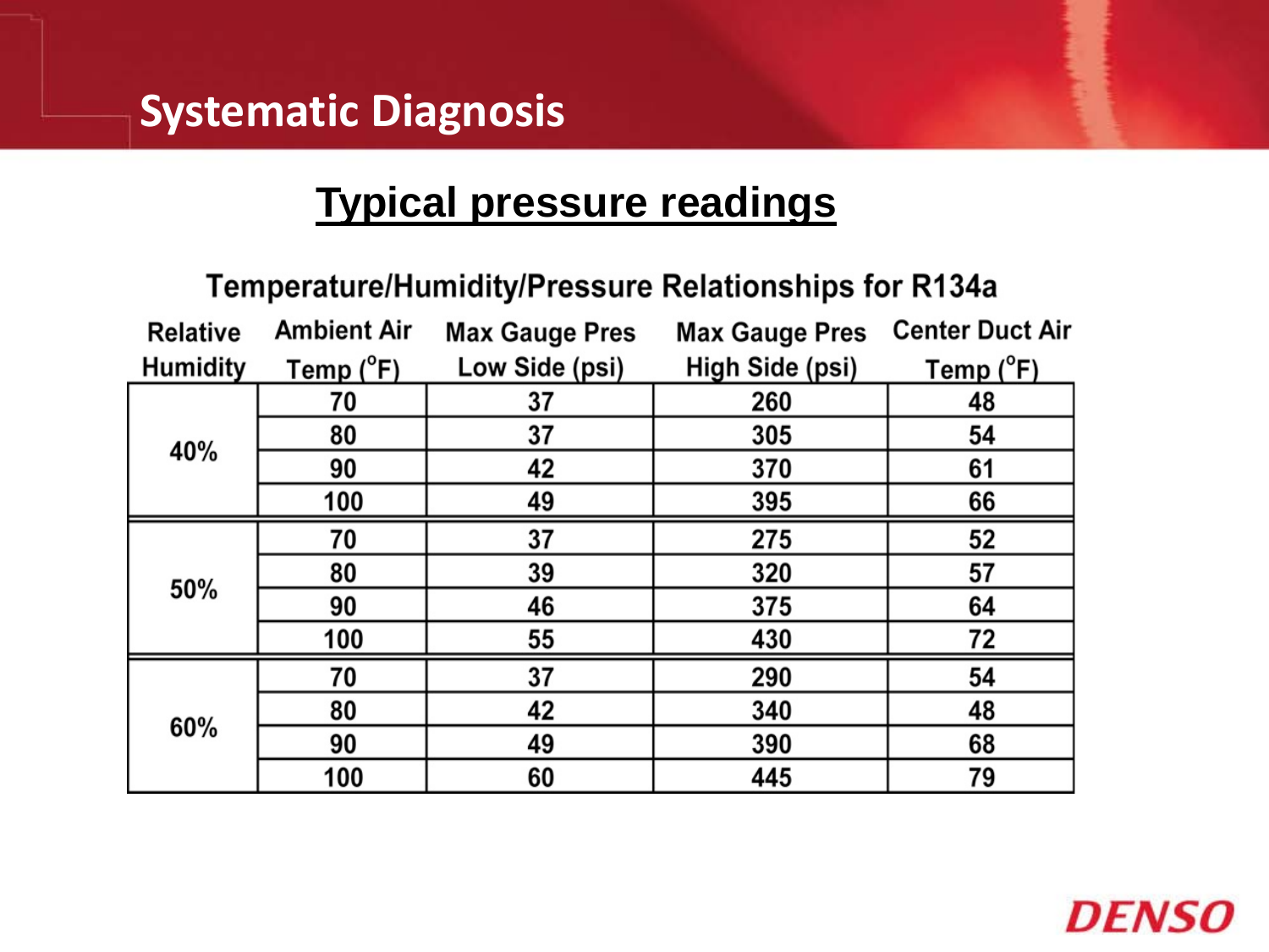# Systematic Diagnosis

## Typical pressure readings

### Temperature/Humidity/Pressure Relationships for R134a

| Relative Humidity | Ambient Air Temp (°F) | Max Gauge Pres Low Side (psi) | Max Gauge Pres High Side (psi) | Center Duct Air Temp (°F) |
|---|---|---|---|---|
| 40% | 70 | 37 | 260 | 48 |
| | 80 | 37 | 305 | 54 |
| | 90 | 42 | 370 | 61 |
| | 100 | 49 | 395 | 66 |
| 50% | 70 | 37 | 275 | 52 |
| | 80 | 39 | 320 | 57 |
| | 90 | 46 | 375 | 64 |
| | 100 | 55 | 430 | 72 |
| 60% | 70 | 37 | 290 | 54 |
| | 80 | 42 | 340 | 48 |
| | 90 | 49 | 390 | 68 |
| | 100 | 60 | 445 | 79 |

DENSO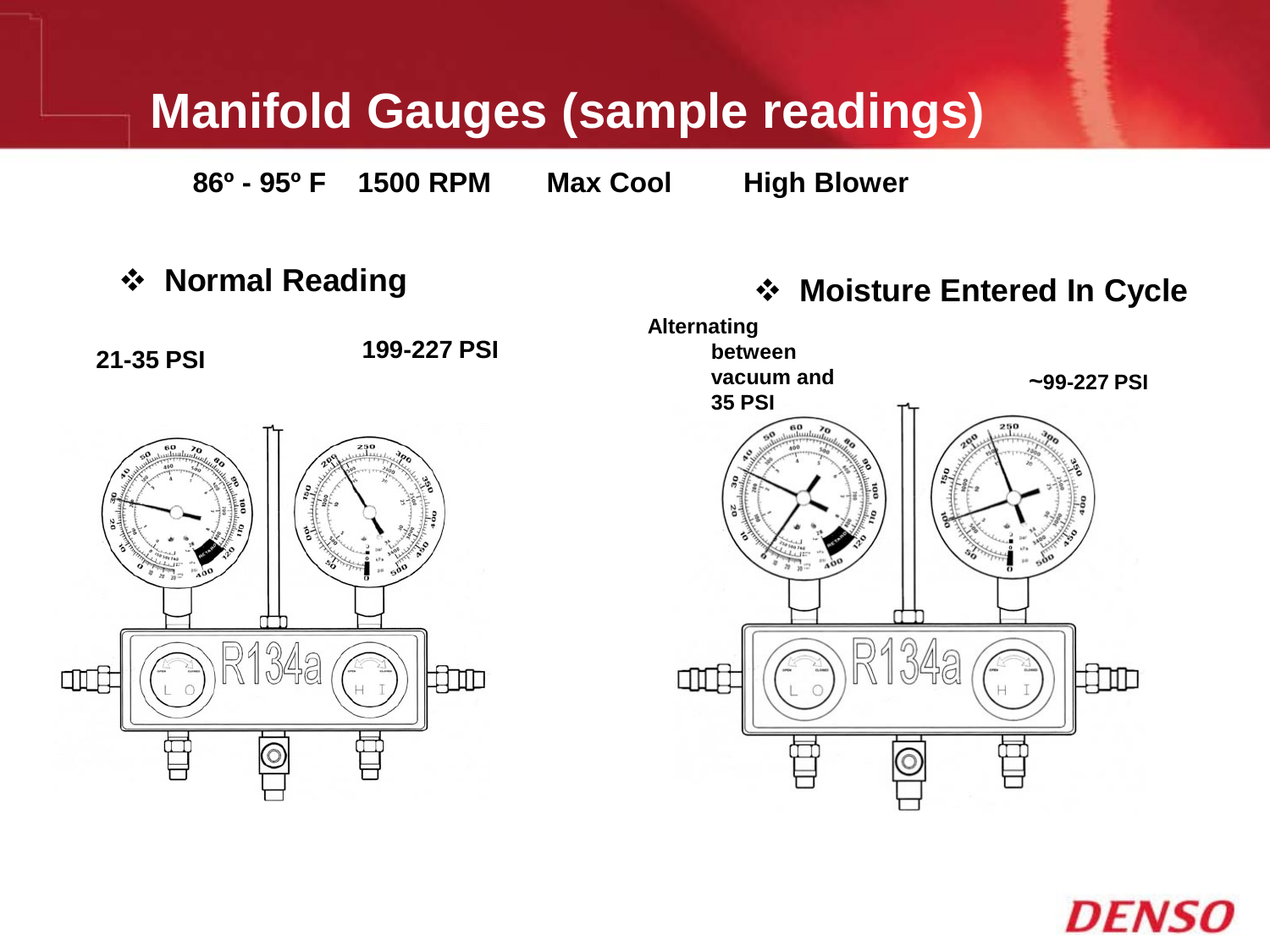# Manifold Gauges (sample readings)

**86º - 95º F 1500 RPM Max Cool High Blower**

- **Normal Reading**

**21-35 PSI**

**199-227 PSI**

- **Moisture Entered In Cycle**

**Alternating between vacuum and 35 PSI**

**~99-227 PSI**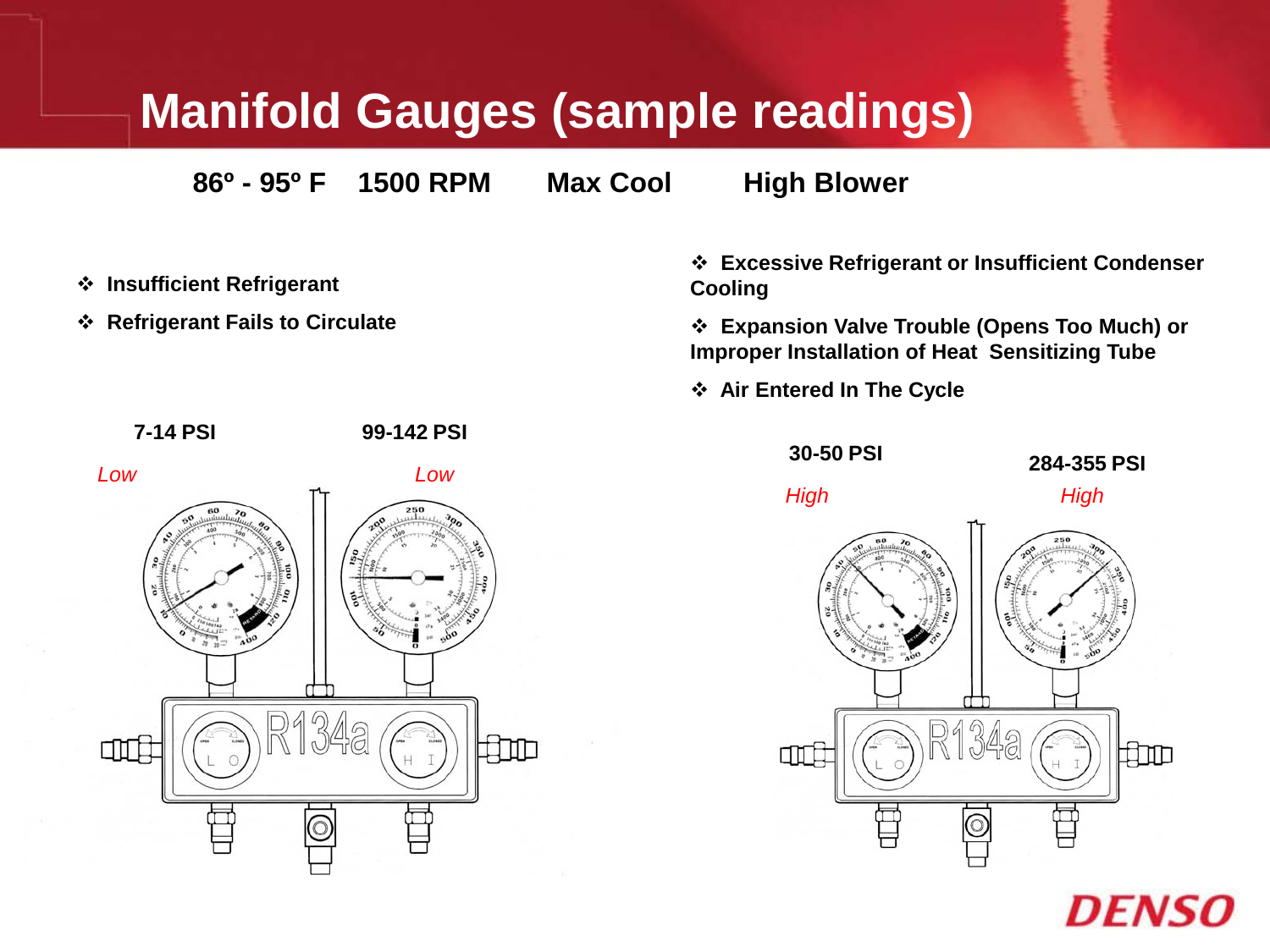# Manifold Gauges (sample readings)

**86º - 95º F  1500 RPM  Max Cool  High Blower**

- **Insufficient Refrigerant**
- **Refrigerant Fails to Circulate**

**7-14 PSI**

*Low*

**99-142 PSI**

*Low*

- **Excessive Refrigerant or Insufficient Condenser Cooling**
- **Expansion Valve Trouble (Opens Too Much) or Improper Installation of Heat Sensitizing Tube**
- **Air Entered In The Cycle**

**30-50 PSI**

*High*

**284-355 PSI**

*High*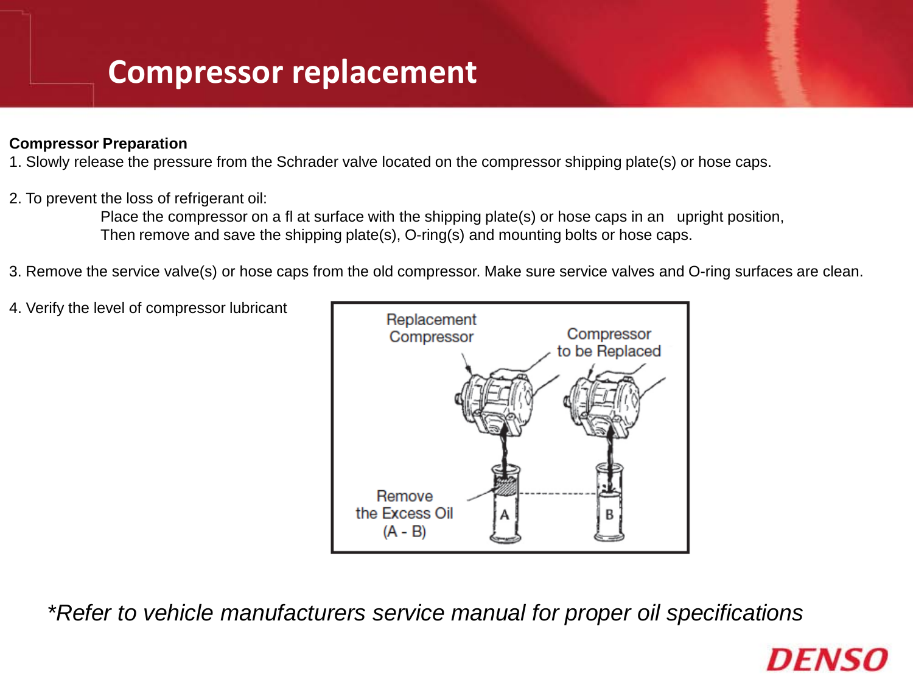# Compressor replacement

**Compressor Preparation**

1. Slowly release the pressure from the Schrader valve located on the compressor shipping plate(s) or hose caps.

2. To prevent the loss of refrigerant oil:

   Place the compressor on a fl at surface with the shipping plate(s) or hose caps in an upright position,
   Then remove and save the shipping plate(s), O-ring(s) and mounting bolts or hose caps.

3. Remove the service valve(s) or hose caps from the old compressor. Make sure service valves and O-ring surfaces are clean.

4. Verify the level of compressor lubricant

Replacement Compressor

Compressor to be Replaced

Remove the Excess Oil (A - B)

A

B

*\*Refer to vehicle manufacturers service manual for proper oil specifications*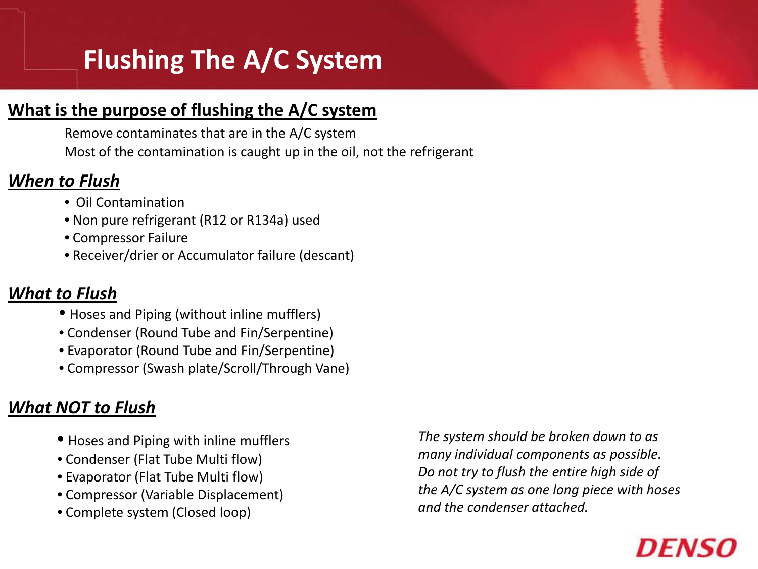# Flushing The A/C System

## What is the purpose of flushing the A/C system

Remove contaminates that are in the A/C system

Most of the contamination is caught up in the oil, not the refrigerant

## *When to Flush*

- Oil Contamination
- Non pure refrigerant (R12 or R134a) used
- Compressor Failure
- Receiver/drier or Accumulator failure (descant)

## *What to Flush*

- Hoses and Piping (without inline mufflers)
- Condenser (Round Tube and Fin/Serpentine)
- Evaporator (Round Tube and Fin/Serpentine)
- Compressor (Swash plate/Scroll/Through Vane)

## *What NOT to Flush*

- Hoses and Piping with inline mufflers
- Condenser (Flat Tube Multi flow)
- Evaporator (Flat Tube Multi flow)
- Compressor (Variable Displacement)
- Complete system (Closed loop)

*The system should be broken down to as many individual components as possible. Do not try to flush the entire high side of the A/C system as one long piece with hoses and the condenser attached.*

DENSO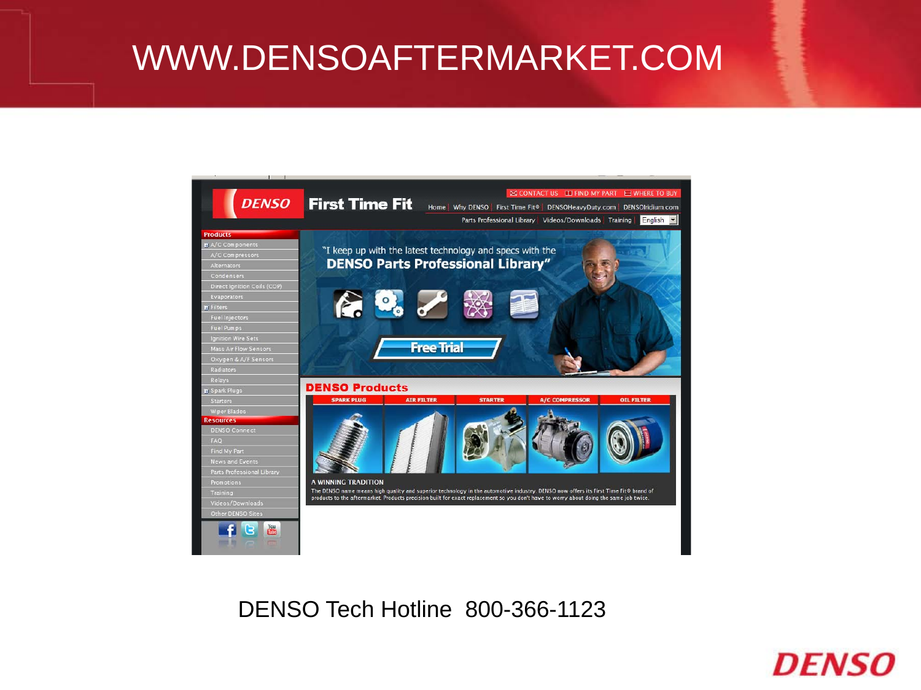# WWW.DENSOAFTERMARKET.COM

DENSO Tech Hotline 800-366-1123